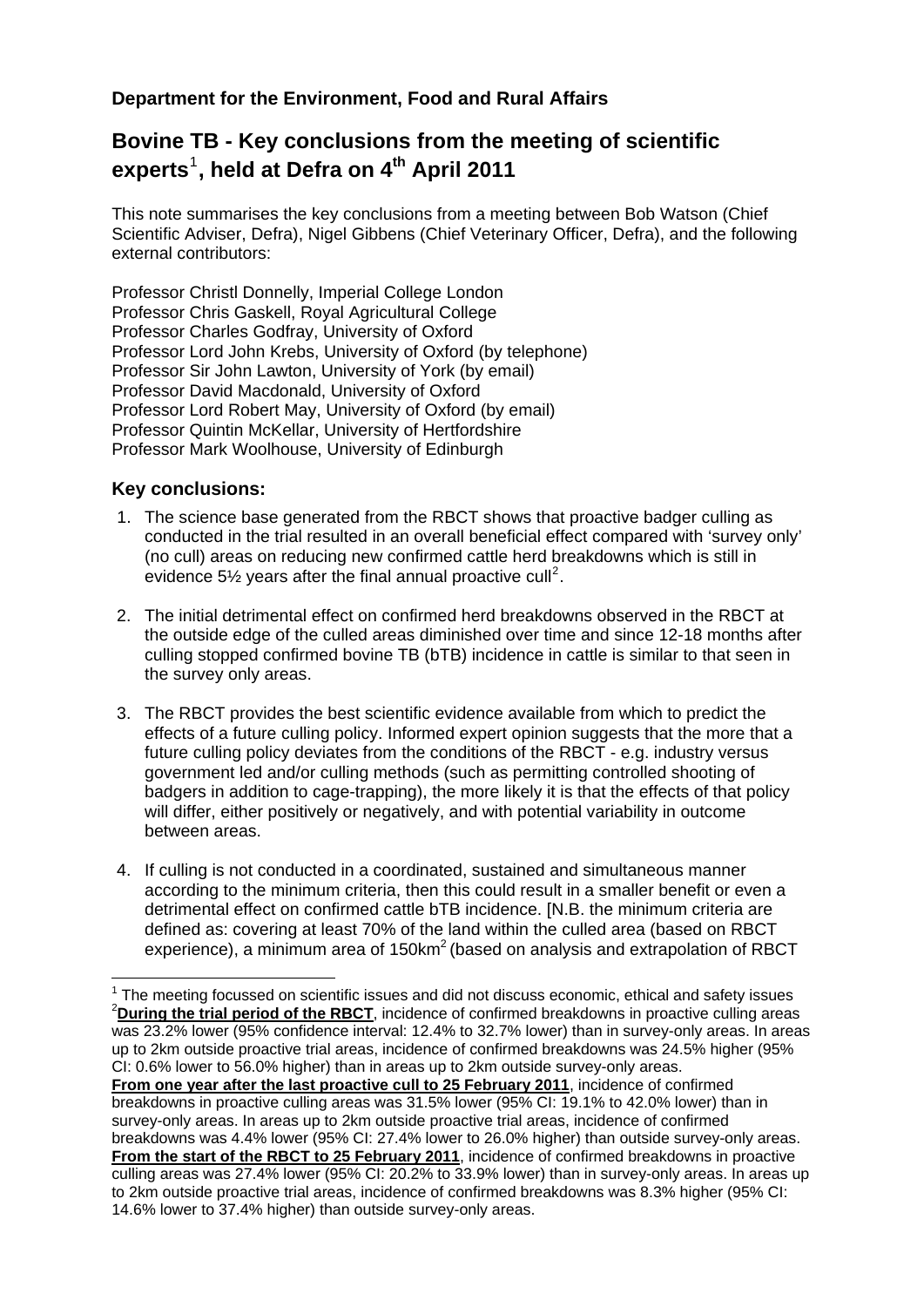**Department for the Environment, Food and Rural Affairs**

# Bovine TB - Key conclusions from the meeting of scientific experts[1], held at Defra on 4th April 2011

This note summarises the key conclusions from a meeting between Bob Watson (Chief Scientific Adviser, Defra), Nigel Gibbens (Chief Veterinary Officer, Defra), and the following external contributors:

Professor Christl Donnelly, Imperial College London
Professor Chris Gaskell, Royal Agricultural College
Professor Charles Godfray, University of Oxford
Professor Lord John Krebs, University of Oxford (by telephone)
Professor Sir John Lawton, University of York (by email)
Professor David Macdonald, University of Oxford
Professor Lord Robert May, University of Oxford (by email)
Professor Quintin McKellar, University of Hertfordshire
Professor Mark Woolhouse, University of Edinburgh

## Key conclusions:

1. The science base generated from the RBCT shows that proactive badger culling as conducted in the trial resulted in an overall beneficial effect compared with 'survey only' (no cull) areas on reducing new confirmed cattle herd breakdowns which is still in evidence 5½ years after the final annual proactive cull[2].

2. The initial detrimental effect on confirmed herd breakdowns observed in the RBCT at the outside edge of the culled areas diminished over time and since 12-18 months after culling stopped confirmed bovine TB (bTB) incidence in cattle is similar to that seen in the survey only areas.

3. The RBCT provides the best scientific evidence available from which to predict the effects of a future culling policy. Informed expert opinion suggests that the more that a future culling policy deviates from the conditions of the RBCT - e.g. industry versus government led and/or culling methods (such as permitting controlled shooting of badgers in addition to cage-trapping), the more likely it is that the effects of that policy will differ, either positively or negatively, and with potential variability in outcome between areas.

4. If culling is not conducted in a coordinated, sustained and simultaneous manner according to the minimum criteria, then this could result in a smaller benefit or even a detrimental effect on confirmed cattle bTB incidence. [N.B. the minimum criteria are defined as: covering at least 70% of the land within the culled area (based on RBCT experience), a minimum area of 150km$^2$ (based on analysis and extrapolation of RBCT

---

[1] The meeting focussed on scientific issues and did not discuss economic, ethical and safety issues

[2] **During the trial period of the RBCT**, incidence of confirmed breakdowns in proactive culling areas was 23.2% lower (95% confidence interval: 12.4% to 32.7% lower) than in survey-only areas. In areas up to 2km outside proactive trial areas, incidence of confirmed breakdowns was 24.5% higher (95% CI: 0.6% lower to 56.0% higher) than in areas up to 2km outside survey-only areas.
**From one year after the last proactive cull to 25 February 2011**, incidence of confirmed breakdowns in proactive culling areas was 31.5% lower (95% CI: 19.1% to 42.0% lower) than in survey-only areas. In areas up to 2km outside proactive trial areas, incidence of confirmed breakdowns was 4.4% lower (95% CI: 27.4% lower to 26.0% higher) than outside survey-only areas.
**From the start of the RBCT to 25 February 2011**, incidence of confirmed breakdowns in proactive culling areas was 27.4% lower (95% CI: 20.2% to 33.9% lower) than in survey-only areas. In areas up to 2km outside proactive trial areas, incidence of confirmed breakdowns was 8.3% higher (95% CI: 14.6% lower to 37.4% higher) than outside survey-only areas.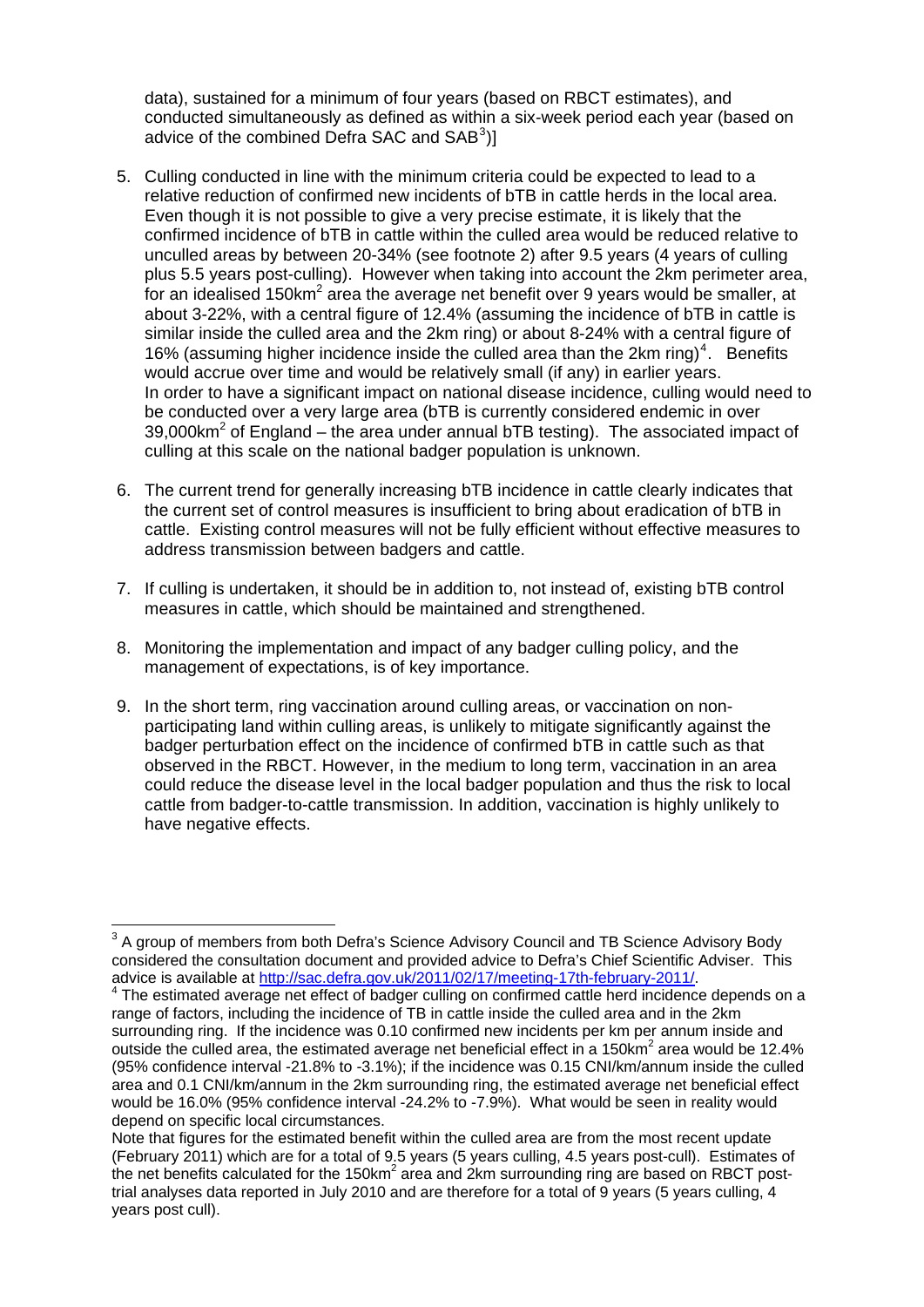data), sustained for a minimum of four years (based on RBCT estimates), and conducted simultaneously as defined as within a six-week period each year (based on advice of the combined Defra SAC and SAB[3])]

5. Culling conducted in line with the minimum criteria could be expected to lead to a relative reduction of confirmed new incidents of bTB in cattle herds in the local area. Even though it is not possible to give a very precise estimate, it is likely that the confirmed incidence of bTB in cattle within the culled area would be reduced relative to unculled areas by between 20-34% (see footnote 2) after 9.5 years (4 years of culling plus 5.5 years post-culling). However when taking into account the 2km perimeter area, for an idealised 150km$^2$ area the average net benefit over 9 years would be smaller, at about 3-22%, with a central figure of 12.4% (assuming the incidence of bTB in cattle is similar inside the culled area and the 2km ring) or about 8-24% with a central figure of 16% (assuming higher incidence inside the culled area than the 2km ring)[4]. Benefits would accrue over time and would be relatively small (if any) in earlier years.
   In order to have a significant impact on national disease incidence, culling would need to be conducted over a very large area (bTB is currently considered endemic in over 39,000km$^2$ of England – the area under annual bTB testing). The associated impact of culling at this scale on the national badger population is unknown.

6. The current trend for generally increasing bTB incidence in cattle clearly indicates that the current set of control measures is insufficient to bring about eradication of bTB in cattle. Existing control measures will not be fully efficient without effective measures to address transmission between badgers and cattle.

7. If culling is undertaken, it should be in addition to, not instead of, existing bTB control measures in cattle, which should be maintained and strengthened.

8. Monitoring the implementation and impact of any badger culling policy, and the management of expectations, is of key importance.

9. In the short term, ring vaccination around culling areas, or vaccination on non-participating land within culling areas, is unlikely to mitigate significantly against the badger perturbation effect on the incidence of confirmed bTB in cattle such as that observed in the RBCT. However, in the medium to long term, vaccination in an area could reduce the disease level in the local badger population and thus the risk to local cattle from badger-to-cattle transmission. In addition, vaccination is highly unlikely to have negative effects.

---

[3] A group of members from both Defra's Science Advisory Council and TB Science Advisory Body considered the consultation document and provided advice to Defra's Chief Scientific Adviser. This advice is available at http://sac.defra.gov.uk/2011/02/17/meeting-17th-february-2011/.

[4] The estimated average net effect of badger culling on confirmed cattle herd incidence depends on a range of factors, including the incidence of TB in cattle inside the culled area and in the 2km surrounding ring. If the incidence was 0.10 confirmed new incidents per km per annum inside and outside the culled area, the estimated average net beneficial effect in a 150km$^2$ area would be 12.4% (95% confidence interval -21.8% to -3.1%); if the incidence was 0.15 CNI/km/annum inside the culled area and 0.1 CNI/km/annum in the 2km surrounding ring, the estimated average net beneficial effect would be 16.0% (95% confidence interval -24.2% to -7.9%). What would be seen in reality would depend on specific local circumstances.

Note that figures for the estimated benefit within the culled area are from the most recent update (February 2011) which are for a total of 9.5 years (5 years culling, 4.5 years post-cull). Estimates of the net benefits calculated for the 150km$^2$ area and 2km surrounding ring are based on RBCT post-trial analyses data reported in July 2010 and are therefore for a total of 9 years (5 years culling, 4 years post cull).